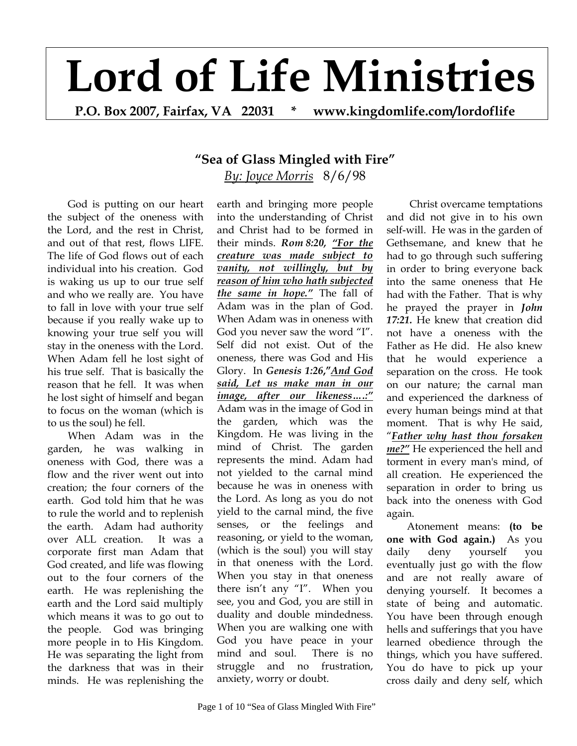# Lord of Life Ministries

**P.O. Box 2007, Fairfax, VA 22031 * www.kingdomlife.com/lordoflife**

## "Sea of Glass Mingled with Fire"

*By: Joyce Morris* 8/6/98

God is putting on our heart the subject of the oneness with the Lord, and the rest in Christ, and out of that rest, flows LIFE. The life of God flows out of each individual into his creation. God is waking us up to our true self and who we really are. You have to fall in love with your true self because if you really wake up to knowing your true self you will stay in the oneness with the Lord. When Adam fell he lost sight of his true self. That is basically the reason that he fell. It was when he lost sight of himself and began to focus on the woman (which is to us the soul) he fell.

When Adam was in the garden, he was walking in oneness with God, there was a flow and the river went out into creation; the four corners of the earth. God told him that he was to rule the world and to replenish the earth. Adam had authority over ALL creation. It was a corporate first man Adam that God created, and life was flowing out to the four corners of the earth. He was replenishing the earth and the Lord said multiply which means it was to go out to the people. God was bringing more people in to His Kingdom. He was separating the light from the darkness that was in their minds. He was replenishing the earth and bringing more people into the understanding of Christ and Christ had to be formed in their minds. ***Rom 8:20***, ***"For the creature was made subject to vanity, not willingly, but by reason of him who hath subjected the same in hope."*** The fall of Adam was in the plan of God. When Adam was in oneness with God you never saw the word "I". Self did not exist. Out of the oneness, there was God and His Glory. In ***Genesis 1:26***,***"And God said, Let us make man in our image, after our likeness….:"*** Adam was in the image of God in the garden, which was the Kingdom. He was living in the mind of Christ. The garden represents the mind. Adam had not yielded to the carnal mind because he was in oneness with the Lord. As long as you do not yield to the carnal mind, the five senses, or the feelings and reasoning, or yield to the woman, (which is the soul) you will stay in that oneness with the Lord. When you stay in that oneness there isn't any "I". When you see, you and God, you are still in duality and double mindedness. When you are walking one with God you have peace in your mind and soul. There is no struggle and no frustration, anxiety, worry or doubt.

Christ overcame temptations and did not give in to his own self-will. He was in the garden of Gethsemane, and knew that he had to go through such suffering in order to bring everyone back into the same oneness that He had with the Father. That is why he prayed the prayer in ***John 17:21.*** He knew that creation did not have a oneness with the Father as He did. He also knew that he would experience a separation on the cross. He took on our nature; the carnal man and experienced the darkness of every human beings mind at that moment. That is why He said, "***Father why hast thou forsaken me?"*** He experienced the hell and torment in every man's mind, of all creation. He experienced the separation in order to bring us back into the oneness with God again.

Atonement means: **(to be one with God again.)** As you daily deny yourself you eventually just go with the flow and are not really aware of denying yourself. It becomes a state of being and automatic. You have been through enough hells and sufferings that you have learned obedience through the things, which you have suffered. You do have to pick up your cross daily and deny self, which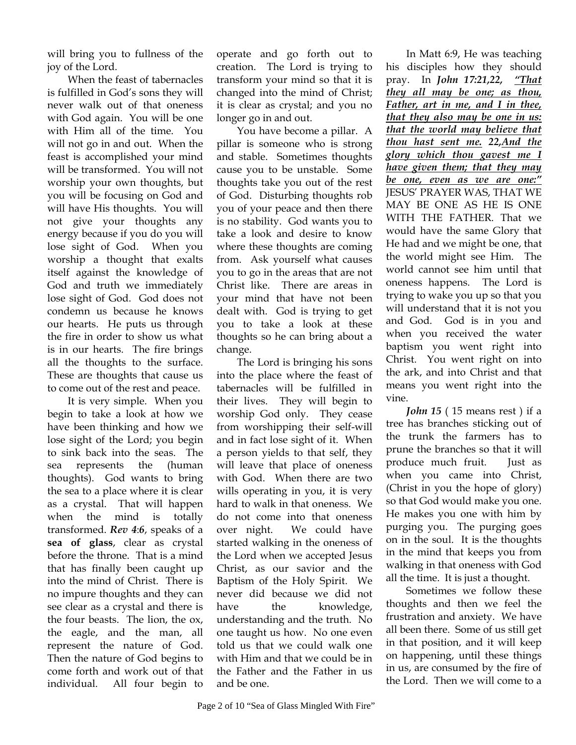will bring you to fullness of the joy of the Lord.

When the feast of tabernacles is fulfilled in God's sons they will never walk out of that oneness with God again. You will be one with Him all of the time. You will not go in and out. When the feast is accomplished your mind will be transformed. You will not worship your own thoughts, but you will be focusing on God and will have His thoughts. You will not give your thoughts any energy because if you do you will lose sight of God. When you worship a thought that exalts itself against the knowledge of God and truth we immediately lose sight of God. God does not condemn us because he knows our hearts. He puts us through the fire in order to show us what is in our hearts. The fire brings all the thoughts to the surface. These are thoughts that cause us to come out of the rest and peace.

It is very simple. When you begin to take a look at how we have been thinking and how we lose sight of the Lord; you begin to sink back into the seas. The sea represents the (human thoughts). God wants to bring the sea to a place where it is clear as a crystal. That will happen when the mind is totally transformed. ***Rev 4:6***, speaks of a **sea of glass**, clear as crystal before the throne. That is a mind that has finally been caught up into the mind of Christ. There is no impure thoughts and they can see clear as a crystal and there is the four beasts. The lion, the ox, the eagle, and the man, all represent the nature of God. Then the nature of God begins to come forth and work out of that individual. All four begin to operate and go forth out to creation. The Lord is trying to transform your mind so that it is changed into the mind of Christ; it is clear as crystal; and you no longer go in and out.

You have become a pillar. A pillar is someone who is strong and stable. Sometimes thoughts cause you to be unstable. Some thoughts take you out of the rest of God. Disturbing thoughts rob you of your peace and then there is no stability. God wants you to take a look and desire to know where these thoughts are coming from. Ask yourself what causes you to go in the areas that are not Christ like. There are areas in your mind that have not been dealt with. God is trying to get you to take a look at these thoughts so he can bring about a change.

The Lord is bringing his sons into the place where the feast of tabernacles will be fulfilled in their lives. They will begin to worship God only. They cease from worshipping their self-will and in fact lose sight of it. When a person yields to that self, they will leave that place of oneness with God. When there are two wills operating in you, it is very hard to walk in that oneness. We do not come into that oneness over night. We could have started walking in the oneness of the Lord when we accepted Jesus Christ, as our savior and the Baptism of the Holy Spirit. We never did because we did not have the knowledge, understanding and the truth. No one taught us how. No one even told us that we could walk one with Him and that we could be in the Father and the Father in us and be one.

In Matt 6:9, He was teaching his disciples how they should pray. In ***John 17:21,22***, ***"That they all may be one; as thou, Father, art in me, and I in thee, that they also may be one in us: that the world may believe that thou hast sent me. 22,And the glory which thou gavest me I have given them; that they may be one, even as we are one:"*** JESUS' PRAYER WAS, THAT WE MAY BE ONE AS HE IS ONE WITH THE FATHER. That we would have the same Glory that He had and we might be one, that the world might see Him. The world cannot see him until that oneness happens. The Lord is trying to wake you up so that you will understand that it is not you and God. God is in you and when you received the water baptism you went right into Christ. You went right on into the ark, and into Christ and that means you went right into the vine.

***John 15*** ( 15 means rest ) if a tree has branches sticking out of the trunk the farmers has to prune the branches so that it will produce much fruit. Just as when you came into Christ, (Christ in you the hope of glory) so that God would make you one. He makes you one with him by purging you. The purging goes on in the soul. It is the thoughts in the mind that keeps you from walking in that oneness with God all the time. It is just a thought.

Sometimes we follow these thoughts and then we feel the frustration and anxiety. We have all been there. Some of us still get in that position, and it will keep on happening, until these things in us, are consumed by the fire of the Lord. Then we will come to a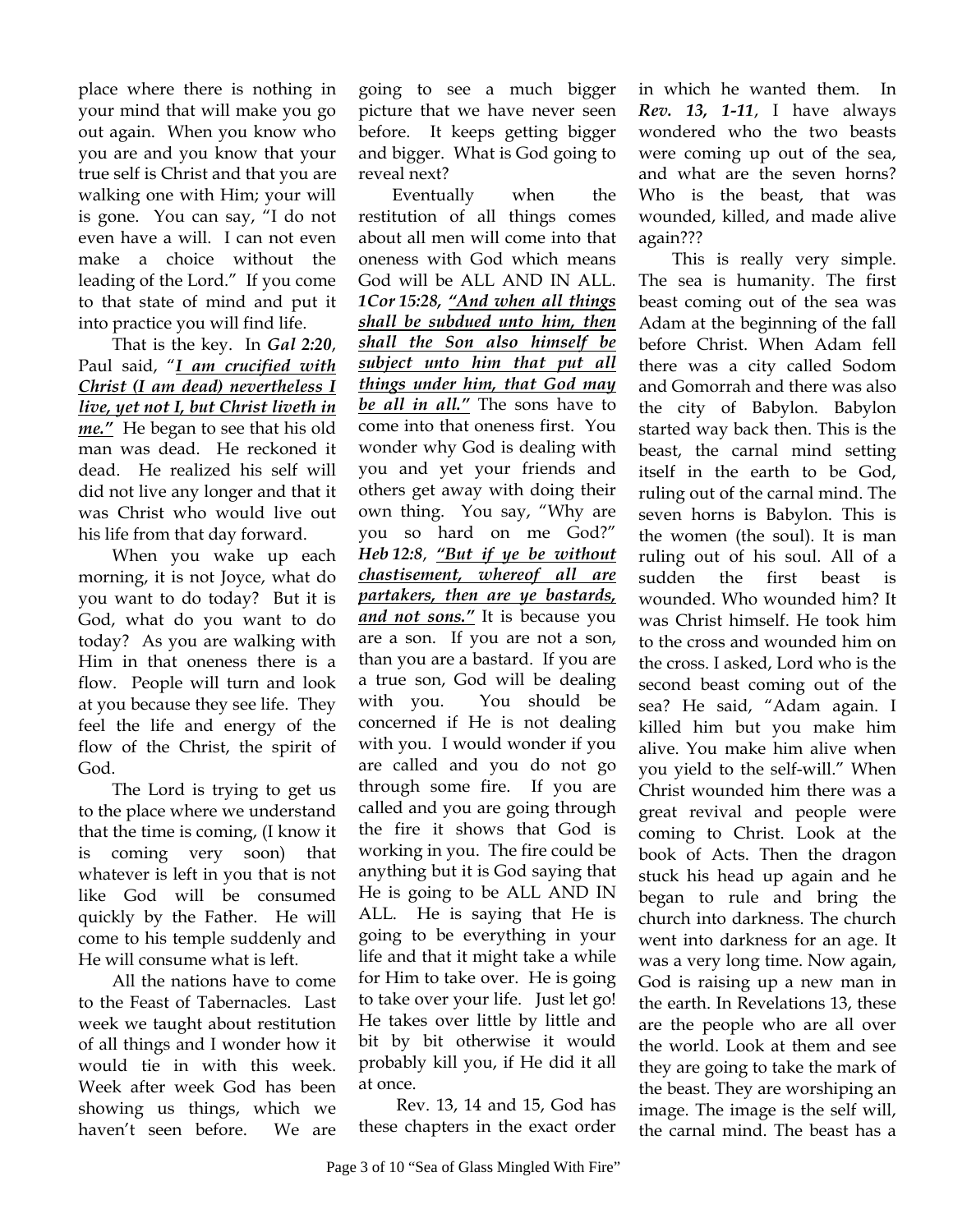place where there is nothing in your mind that will make you go out again. When you know who you are and you know that your true self is Christ and that you are walking one with Him; your will is gone. You can say, "I do not even have a will. I can not even make a choice without the leading of the Lord." If you come to that state of mind and put it into practice you will find life.

That is the key. In ***Gal 2:20***, Paul said, "***I am crucified with Christ (I am dead) nevertheless I live, yet not I, but Christ liveth in me."*** He began to see that his old man was dead. He reckoned it dead. He realized his self will did not live any longer and that it was Christ who would live out his life from that day forward.

When you wake up each morning, it is not Joyce, what do you want to do today? But it is God, what do you want to do today? As you are walking with Him in that oneness there is a flow. People will turn and look at you because they see life. They feel the life and energy of the flow of the Christ, the spirit of God.

The Lord is trying to get us to the place where we understand that the time is coming, (I know it is coming very soon) that whatever is left in you that is not like God will be consumed quickly by the Father. He will come to his temple suddenly and He will consume what is left.

All the nations have to come to the Feast of Tabernacles. Last week we taught about restitution of all things and I wonder how it would tie in with this week. Week after week God has been showing us things, which we haven't seen before. We are going to see a much bigger picture that we have never seen before. It keeps getting bigger and bigger. What is God going to reveal next?

Eventually when the restitution of all things comes about all men will come into that oneness with God which means God will be ALL AND IN ALL. ***1Cor 15:28***, ***"And when all things shall be subdued unto him, then shall the Son also himself be subject unto him that put all things under him, that God may be all in all."*** The sons have to come into that oneness first. You wonder why God is dealing with you and yet your friends and others get away with doing their own thing. You say, "Why are you so hard on me God?" ***Heb 12:8***, ***"But if ye be without chastisement, whereof all are partakers, then are ye bastards, and not sons."*** It is because you are a son. If you are not a son, than you are a bastard. If you are a true son, God will be dealing with you. You should be concerned if He is not dealing with you. I would wonder if you are called and you do not go through some fire. If you are called and you are going through the fire it shows that God is working in you. The fire could be anything but it is God saying that He is going to be ALL AND IN ALL. He is saying that He is going to be everything in your life and that it might take a while for Him to take over. He is going to take over your life. Just let go! He takes over little by little and bit by bit otherwise it would probably kill you, if He did it all at once.

Rev. 13, 14 and 15, God has these chapters in the exact order in which he wanted them. In ***Rev. 13, 1-11***, I have always wondered who the two beasts were coming up out of the sea, and what are the seven horns? Who is the beast, that was wounded, killed, and made alive again???

This is really very simple. The sea is humanity. The first beast coming out of the sea was Adam at the beginning of the fall before Christ. When Adam fell there was a city called Sodom and Gomorrah and there was also the city of Babylon. Babylon started way back then. This is the beast, the carnal mind setting itself in the earth to be God, ruling out of the carnal mind. The seven horns is Babylon. This is the women (the soul). It is man ruling out of his soul. All of a sudden the first beast is wounded. Who wounded him? It was Christ himself. He took him to the cross and wounded him on the cross. I asked, Lord who is the second beast coming out of the sea? He said, "Adam again. I killed him but you make him alive. You make him alive when you yield to the self-will." When Christ wounded him there was a great revival and people were coming to Christ. Look at the book of Acts. Then the dragon stuck his head up again and he began to rule and bring the church into darkness. The church went into darkness for an age. It was a very long time. Now again, God is raising up a new man in the earth. In Revelations 13, these are the people who are all over the world. Look at them and see they are going to take the mark of the beast. They are worshiping an image. The image is the self will, the carnal mind. The beast has a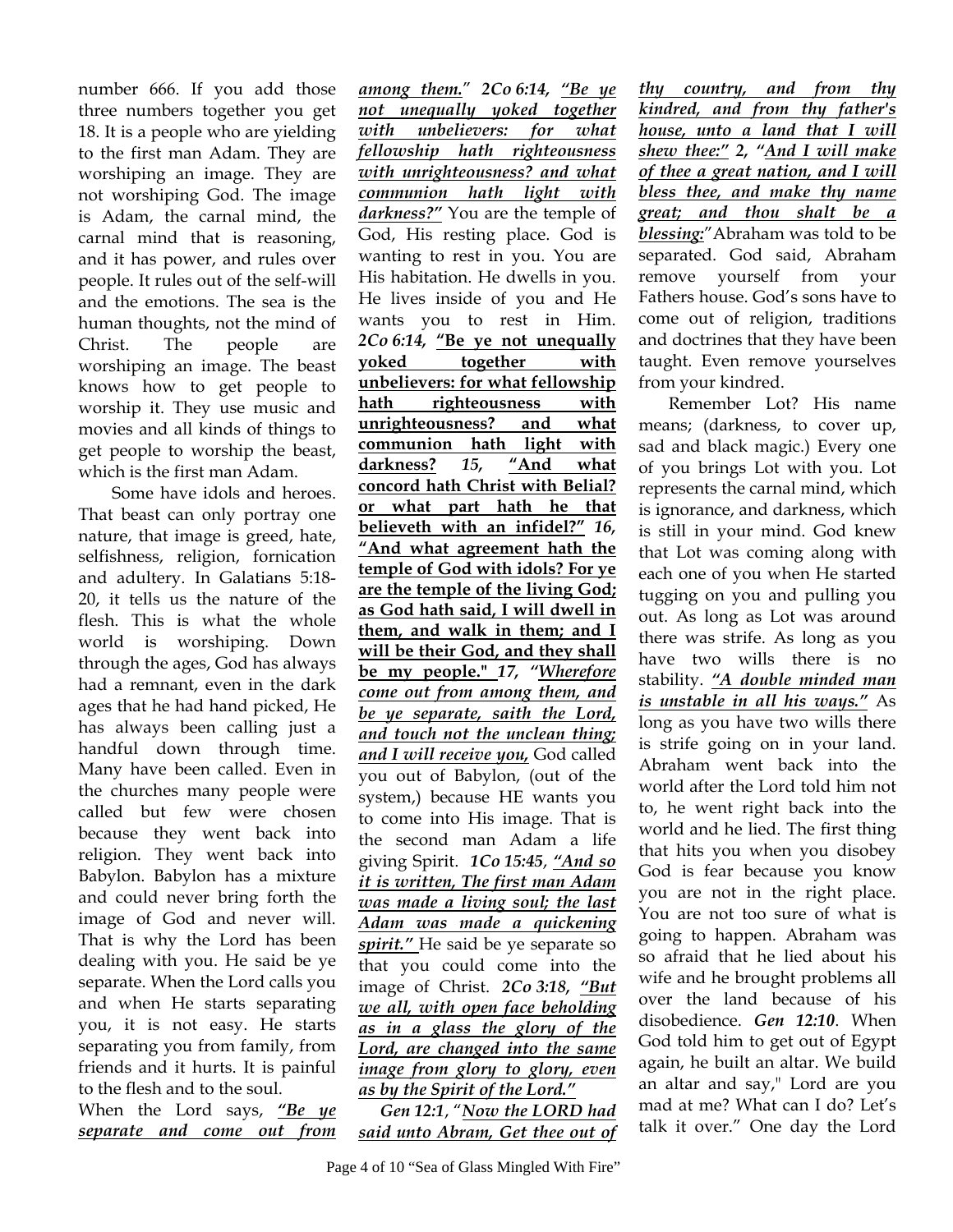number 666. If you add those three numbers together you get 18. It is a people who are yielding to the first man Adam. They are worshiping an image. They are not worshiping God. The image is Adam, the carnal mind, the carnal mind that is reasoning, and it has power, and rules over people. It rules out of the self-will and the emotions. The sea is the human thoughts, not the mind of Christ. The people are worshiping an image. The beast knows how to get people to worship it. They use music and movies and all kinds of things to get people to worship the beast, which is the first man Adam.

Some have idols and heroes. That beast can only portray one nature, that image is greed, hate, selfishness, religion, fornication and adultery. In Galatians 5:18-20, it tells us the nature of the flesh. This is what the whole world is worshiping. Down through the ages, God has always had a remnant, even in the dark ages that he had hand picked, He has always been calling just a handful down through time. Many have been called. Even in the churches many people were called but few were chosen because they went back into religion. They went back into Babylon. Babylon has a mixture and could never bring forth the image of God and never will. That is why the Lord has been dealing with you. He said be ye separate. When the Lord calls you and when He starts separating you, it is not easy. He starts separating you from family, from friends and it hurts. It is painful to the flesh and to the soul.

When the Lord says, ***"Be ye separate and come out from among them."*** ***2Co 6:14, "Be ye not unequally yoked together with unbelievers: for what fellowship hath righteousness with unrighteousness? and what communion hath light with darkness?"*** You are the temple of God, His resting place. God is wanting to rest in you. You are His habitation. He dwells in you. He lives inside of you and He wants you to rest in Him. ***2Co 6:14,*** **"Be ye not unequally yoked together with unbelievers: for what fellowship hath righteousness with unrighteousness? and what communion hath light with darkness?** ***15,*** **"And what concord hath Christ with Belial? or what part hath he that believeth with an infidel?"** ***16,*** **"And what agreement hath the temple of God with idols? For ye are the temple of the living God; as God hath said, I will dwell in them, and walk in them; and I will be their God, and they shall be my people."** ***17, "Wherefore come out from among them, and be ye separate, saith the Lord, and touch not the unclean thing; and I will receive you,*** God called you out of Babylon, (out of the system,) because HE wants you to come into His image. That is the second man Adam a life giving Spirit. ***1Co 15:45, "And so it is written, The first man Adam was made a living soul; the last Adam was made a quickening spirit."*** He said be ye separate so that you could come into the image of Christ. ***2Co 3:18, "But we all, with open face beholding as in a glass the glory of the Lord, are changed into the same image from glory to glory, even as by the Spirit of the Lord."***

***Gen 12:1***, "***Now the LORD had said unto Abram, Get thee out of thy country, and from thy kindred, and from thy father's house, unto a land that I will shew thee:" 2, "And I will make of thee a great nation, and I will bless thee, and make thy name great; and thou shalt be a blessing:***"Abraham was told to be separated. God said, Abraham remove yourself from your Fathers house. God's sons have to come out of religion, traditions and doctrines that they have been taught. Even remove yourselves from your kindred.

Remember Lot? His name means; (darkness, to cover up, sad and black magic.) Every one of you brings Lot with you. Lot represents the carnal mind, which is ignorance, and darkness, which is still in your mind. God knew that Lot was coming along with each one of you when He started tugging on you and pulling you out. As long as Lot was around there was strife. As long as you have two wills there is no stability. ***"A double minded man is unstable in all his ways."*** As long as you have two wills there is strife going on in your land. Abraham went back into the world after the Lord told him not to, he went right back into the world and he lied. The first thing that hits you when you disobey God is fear because you know you are not in the right place. You are not too sure of what is going to happen. Abraham was so afraid that he lied about his wife and he brought problems all over the land because of his disobedience. ***Gen 12:10***. When God told him to get out of Egypt again, he built an altar. We build an altar and say," Lord are you mad at me? What can I do? Let's talk it over." One day the Lord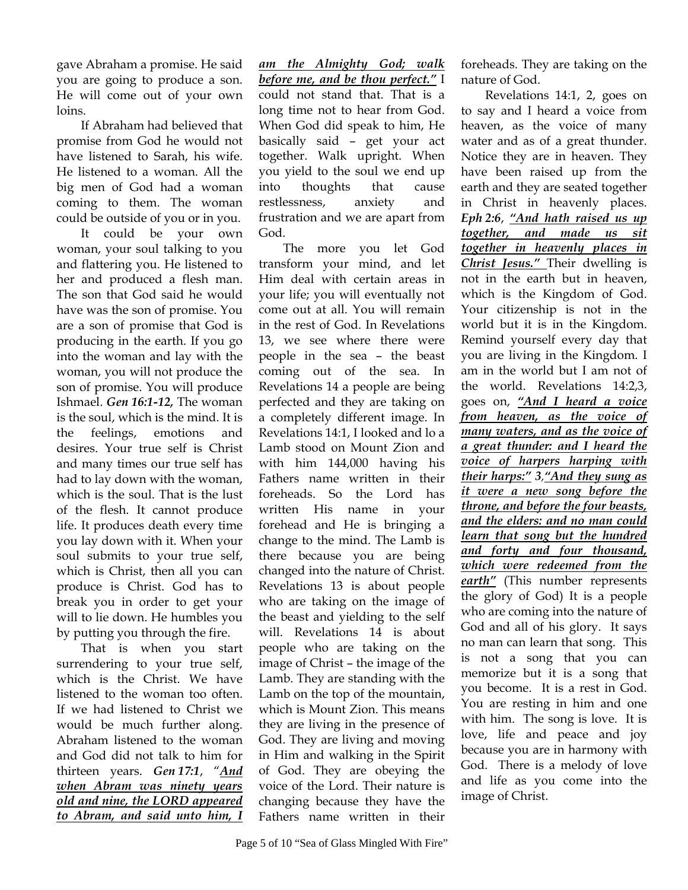gave Abraham a promise. He said you are going to produce a son. He will come out of your own loins.

If Abraham had believed that promise from God he would not have listened to Sarah, his wife. He listened to a woman. All the big men of God had a woman coming to them. The woman could be outside of you or in you.

It could be your own woman, your soul talking to you and flattering you. He listened to her and produced a flesh man. The son that God said he would have was the son of promise. You are a son of promise that God is producing in the earth. If you go into the woman and lay with the woman, you will not produce the son of promise. You will produce Ishmael. ***Gen 16:1-12,*** The woman is the soul, which is the mind. It is the feelings, emotions and desires. Your true self is Christ and many times our true self has had to lay down with the woman, which is the soul. That is the lust of the flesh. It cannot produce life. It produces death every time you lay down with it. When your soul submits to your true self, which is Christ, then all you can produce is Christ. God has to break you in order to get your will to lie down. He humbles you by putting you through the fire.

That is when you start surrendering to your true self, which is the Christ. We have listened to the woman too often. If we had listened to Christ we would be much further along. Abraham listened to the woman and God did not talk to him for thirteen years. ***Gen 17:1***, "***<u>And when Abram was ninety years old and nine, the LORD appeared to Abram, and said unto him, I am the Almighty God; walk before me, and be thou perfect.</u>"*** I could not stand that. That is a long time not to hear from God. When God did speak to him, He basically said – get your act together. Walk upright. When you yield to the soul we end up into thoughts that cause restlessness, anxiety and frustration and we are apart from God.

The more you let God transform your mind, and let Him deal with certain areas in your life; you will eventually not come out at all. You will remain in the rest of God. In Revelations 13, we see where there were people in the sea – the beast coming out of the sea. In Revelations 14 a people are being perfected and they are taking on a completely different image. In Revelations 14:1, I looked and lo a Lamb stood on Mount Zion and with him 144,000 having his Fathers name written in their foreheads. So the Lord has written His name in your forehead and He is bringing a change to the mind. The Lamb is there because you are being changed into the nature of Christ. Revelations 13 is about people who are taking on the image of the beast and yielding to the self will. Revelations 14 is about people who are taking on the image of Christ – the image of the Lamb. They are standing with the Lamb on the top of the mountain, which is Mount Zion. This means they are living in the presence of God. They are living and moving in Him and walking in the Spirit of God. They are obeying the voice of the Lord. Their nature is changing because they have the Fathers name written in their foreheads. They are taking on the nature of God.

Revelations 14:1, 2, goes on to say and I heard a voice from heaven, as the voice of many water and as of a great thunder. Notice they are in heaven. They have been raised up from the earth and they are seated together in Christ in heavenly places. ***Eph 2:6***, ***<u>"And hath raised us up together, and made us sit together in heavenly places in Christ Jesus."</u>*** Their dwelling is not in the earth but in heaven, which is the Kingdom of God. Your citizenship is not in the world but it is in the Kingdom. Remind yourself every day that you are living in the Kingdom. I am in the world but I am not of the world. Revelations 14:2,3, goes on, ***<u>"And I heard a voice from heaven, as the voice of many waters, and as the voice of a great thunder: and I heard the voice of harpers harping with their harps:"</u> 3,<u>"And they sung as it were a new song before the throne, and before the four beasts, and the elders: and no man could learn that song but the hundred and forty and four thousand, which were redeemed from the earth"</u>*** (This number represents the glory of God) It is a people who are coming into the nature of God and all of his glory. It says no man can learn that song. This is not a song that you can memorize but it is a song that you become. It is a rest in God. You are resting in him and one with him. The song is love. It is love, life and peace and joy because you are in harmony with God. There is a melody of love and life as you come into the image of Christ.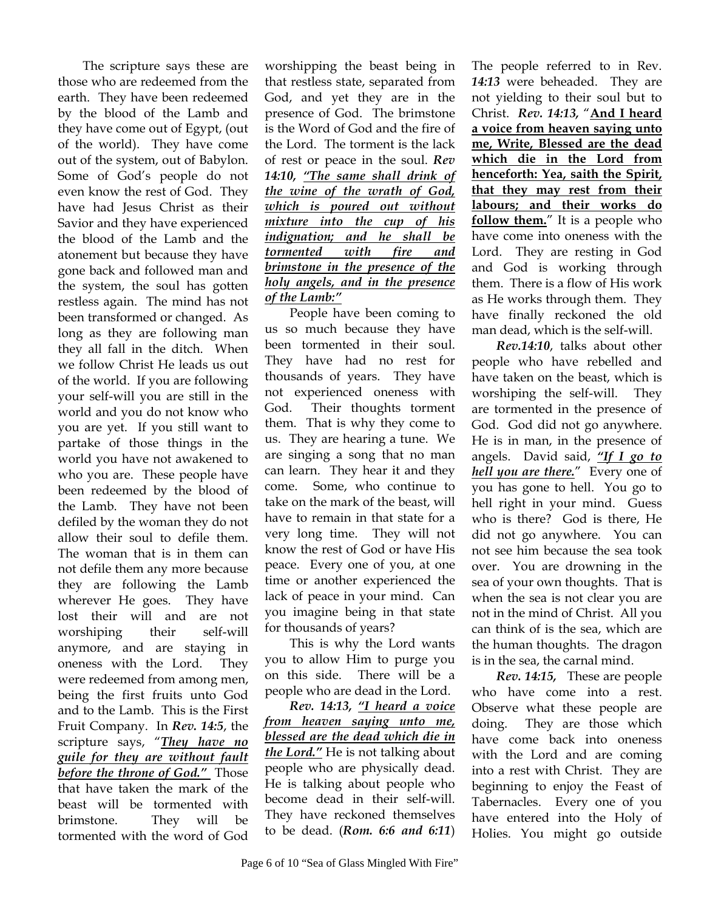The scripture says these are those who are redeemed from the earth. They have been redeemed by the blood of the Lamb and they have come out of Egypt, (out of the world). They have come out of the system, out of Babylon. Some of God's people do not even know the rest of God. They have had Jesus Christ as their Savior and they have experienced the blood of the Lamb and the atonement but because they have gone back and followed man and the system, the soul has gotten restless again. The mind has not been transformed or changed. As long as they are following man they all fall in the ditch. When we follow Christ He leads us out of the world. If you are following your self-will you are still in the world and you do not know who you are yet. If you still want to partake of those things in the world you have not awakened to who you are. These people have been redeemed by the blood of the Lamb. They have not been defiled by the woman they do not allow their soul to defile them. The woman that is in them can not defile them any more because they are following the Lamb wherever He goes. They have lost their will and are not worshiping their self-will anymore, and are staying in oneness with the Lord. They were redeemed from among men, being the first fruits unto God and to the Lamb. This is the First Fruit Company. In ***Rev. 14:5***, the scripture says, "***<u>They have no guile for they are without fault before the throne of God.</u>"*** Those that have taken the mark of the beast will be tormented with brimstone. They will be tormented with the word of God worshipping the beast being in that restless state, separated from God, and yet they are in the presence of God. The brimstone is the Word of God and the fire of the Lord. The torment is the lack of rest or peace in the soul. ***Rev 14:10, <u>"The same shall drink of the wine of the wrath of God, which is poured out without mixture into the cup of his indignation; and he shall be tormented with fire and brimstone in the presence of the holy angels, and in the presence of the Lamb:"</u>***

People have been coming to us so much because they have been tormented in their soul. They have had no rest for thousands of years. They have not experienced oneness with God. Their thoughts torment them. That is why they come to us. They are hearing a tune. We are singing a song that no man can learn. They hear it and they come. Some, who continue to take on the mark of the beast, will have to remain in that state for a very long time. They will not know the rest of God or have His peace. Every one of you, at one time or another experienced the lack of peace in your mind. Can you imagine being in that state for thousands of years?

This is why the Lord wants you to allow Him to purge you on this side. There will be a people who are dead in the Lord.

***Rev. 14:13, <u>"I heard a voice from heaven saying unto me, blessed are the dead which die in the Lord."</u>*** He is not talking about people who are physically dead. He is talking about people who become dead in their self-will. They have reckoned themselves to be dead. (***Rom. 6:6 and 6:11***) The people referred to in Rev. ***14:13*** were beheaded. They are not yielding to their soul but to Christ. ***Rev. 14:13,*** "**<u>And I heard a voice from heaven saying unto me, Write, Blessed are the dead which die in the Lord from henceforth: Yea, saith the Spirit, that they may rest from their labours; and their works do follow them.</u>**" It is a people who have come into oneness with the Lord. They are resting in God and God is working through them. There is a flow of His work as He works through them. They have finally reckoned the old man dead, which is the self-will.

***Rev.14:10***, talks about other people who have rebelled and have taken on the beast, which is worshiping the self-will. They are tormented in the presence of God. God did not go anywhere. He is in man, in the presence of angels. David said, ***<u>"If I go to hell you are there.</u>***" Every one of you has gone to hell. You go to hell right in your mind. Guess who is there? God is there, He did not go anywhere. You can not see him because the sea took over. You are drowning in the sea of your own thoughts. That is when the sea is not clear you are not in the mind of Christ. All you can think of is the sea, which are the human thoughts. The dragon is in the sea, the carnal mind.

***Rev. 14:15,*** These are people who have come into a rest. Observe what these people are doing. They are those which have come back into oneness with the Lord and are coming into a rest with Christ. They are beginning to enjoy the Feast of Tabernacles. Every one of you have entered into the Holy of Holies. You might go outside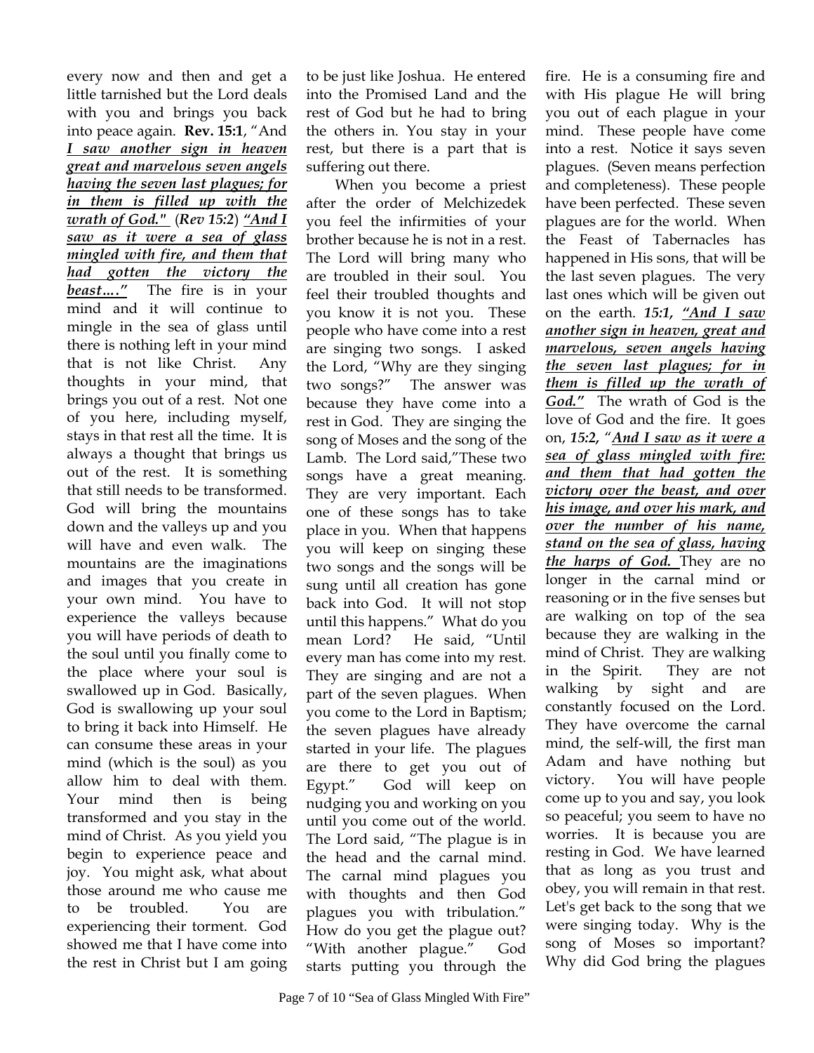every now and then and get a little tarnished but the Lord deals with you and brings you back into peace again. **Rev. 15:1**, "And ***I saw another sign in heaven great and marvelous seven angels having the seven last plagues; for in them is filled up with the wrath of God."*** (***Rev 15:2***) ***"And I saw as it were a sea of glass mingled with fire, and them that had gotten the victory the beast…."*** The fire is in your mind and it will continue to mingle in the sea of glass until there is nothing left in your mind that is not like Christ. Any thoughts in your mind, that brings you out of a rest. Not one of you here, including myself, stays in that rest all the time. It is always a thought that brings us out of the rest. It is something that still needs to be transformed. God will bring the mountains down and the valleys up and you will have and even walk. The mountains are the imaginations and images that you create in your own mind. You have to experience the valleys because you will have periods of death to the soul until you finally come to the place where your soul is swallowed up in God. Basically, God is swallowing up your soul to bring it back into Himself. He can consume these areas in your mind (which is the soul) as you allow him to deal with them. Your mind then is being transformed and you stay in the mind of Christ. As you yield you begin to experience peace and joy. You might ask, what about those around me who cause me to be troubled. You are experiencing their torment. God showed me that I have come into the rest in Christ but I am going to be just like Joshua. He entered into the Promised Land and the rest of God but he had to bring the others in. You stay in your rest, but there is a part that is suffering out there.

When you become a priest after the order of Melchizedek you feel the infirmities of your brother because he is not in a rest. The Lord will bring many who are troubled in their soul. You feel their troubled thoughts and you know it is not you. These people who have come into a rest are singing two songs. I asked the Lord, "Why are they singing two songs?" The answer was because they have come into a rest in God. They are singing the song of Moses and the song of the Lamb. The Lord said,"These two songs have a great meaning. They are very important. Each one of these songs has to take place in you. When that happens you will keep on singing these two songs and the songs will be sung until all creation has gone back into God. It will not stop until this happens." What do you mean Lord? He said, "Until every man has come into my rest. They are singing and are not a part of the seven plagues. When you come to the Lord in Baptism; the seven plagues have already started in your life. The plagues are there to get you out of Egypt." God will keep on nudging you and working on you until you come out of the world. The Lord said, "The plague is in the head and the carnal mind. The carnal mind plagues you with thoughts and then God plagues you with tribulation." How do you get the plague out? "With another plague." God starts putting you through the fire. He is a consuming fire and with His plague He will bring you out of each plague in your mind. These people have come into a rest. Notice it says seven plagues. (Seven means perfection and completeness). These people have been perfected. These seven plagues are for the world. When the Feast of Tabernacles has happened in His sons, that will be the last seven plagues. The very last ones which will be given out on the earth. ***15:1, "And I saw another sign in heaven, great and marvelous, seven angels having the seven last plagues; for in them is filled up the wrath of God."*** The wrath of God is the love of God and the fire. It goes on, ***15:2***, "***And I saw as it were a sea of glass mingled with fire: and them that had gotten the victory over the beast, and over his image, and over his mark, and over the number of his name, stand on the sea of glass, having the harps of God.*** They are no longer in the carnal mind or reasoning or in the five senses but are walking on top of the sea because they are walking in the mind of Christ. They are walking in the Spirit. They are not walking by sight and are constantly focused on the Lord. They have overcome the carnal mind, the self-will, the first man Adam and have nothing but victory. You will have people come up to you and say, you look so peaceful; you seem to have no worries. It is because you are resting in God. We have learned that as long as you trust and obey, you will remain in that rest. Let's get back to the song that we were singing today. Why is the song of Moses so important? Why did God bring the plagues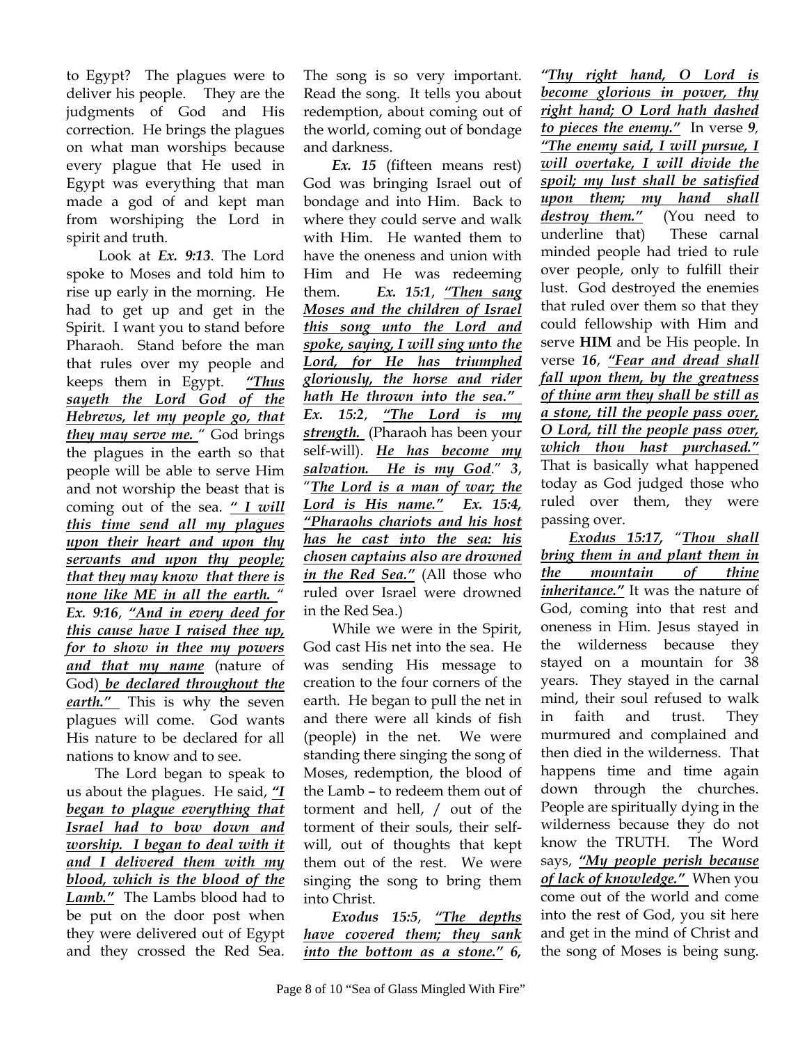to Egypt? The plagues were to deliver his people. They are the judgments of God and His correction. He brings the plagues on what man worships because every plague that He used in Egypt was everything that man made a god of and kept man from worshiping the Lord in spirit and truth.

Look at ***Ex. 9:13***. The Lord spoke to Moses and told him to rise up early in the morning. He had to get up and get in the Spirit. I want you to stand before Pharaoh. Stand before the man that rules over my people and keeps them in Egypt. ***"Thus sayeth the Lord God of the Hebrews, let my people go, that they may serve me."*** God brings the plagues in the earth so that people will be able to serve Him and not worship the beast that is coming out of the sea. ***" I will this time send all my plagues upon their heart and upon thy servants and upon thy people; that they may know that there is none like ME in all the earth. "*** ***Ex. 9:16***, ***"And in every deed for this cause have I raised thee up, for to show in thee my powers and that my name*** (nature of God) ***be declared throughout the earth."*** This is why the seven plagues will come. God wants His nature to be declared for all nations to know and to see.

The Lord began to speak to us about the plagues. He said, ***"I began to plague everything that Israel had to bow down and worship. I began to deal with it and I delivered them with my blood, which is the blood of the Lamb."*** The Lambs blood had to be put on the door post when they were delivered out of Egypt and they crossed the Red Sea. The song is so very important. Read the song. It tells you about redemption, about coming out of the world, coming out of bondage and darkness.

***Ex. 15*** (fifteen means rest) God was bringing Israel out of bondage and into Him. Back to where they could serve and walk with Him. He wanted them to have the oneness and union with Him and He was redeeming them. ***Ex. 15:1***, ***"Then sang Moses and the children of Israel this song unto the Lord and spoke, saying, I will sing unto the Lord, for He has triumphed gloriously, the horse and rider hath He thrown into the sea."*** ***Ex. 15:2***, ***"The Lord is my strength.*** (Pharaoh has been your self-will). ***He has become my salvation. He is my God."*** ***3***, "***The Lord is a man of war; the Lord is His name."*** ***Ex. 15:4, "Pharaohs chariots and his host has he cast into the sea: his chosen captains also are drowned in the Red Sea."*** (All those who ruled over Israel were drowned in the Red Sea.)

While we were in the Spirit, God cast His net into the sea. He was sending His message to creation to the four corners of the earth. He began to pull the net in and there were all kinds of fish (people) in the net. We were standing there singing the song of Moses, redemption, the blood of the Lamb – to redeem them out of torment and hell, / out of the torment of their souls, their self-will, out of thoughts that kept them out of the rest. We were singing the song to bring them into Christ.

***Exodus 15:5***, ***"The depths have covered them; they sank into the bottom as a stone."*** ***6, "Thy right hand, O Lord is become glorious in power, thy right hand; O Lord hath dashed to pieces the enemy."*** In verse ***9***, ***"The enemy said, I will pursue, I will overtake, I will divide the spoil; my lust shall be satisfied upon them; my hand shall destroy them."*** (You need to underline that) These carnal minded people had tried to rule over people, only to fulfill their lust. God destroyed the enemies that ruled over them so that they could fellowship with Him and serve **HIM** and be His people. In verse ***16***, ***"Fear and dread shall fall upon them, by the greatness of thine arm they shall be still as a stone, till the people pass over, O Lord, till the people pass over, which thou hast purchased."*** That is basically what happened today as God judged those who ruled over them, they were passing over.

***Exodus 15:17***, "***Thou shall bring them in and plant them in the mountain of thine inheritance."*** It was the nature of God, coming into that rest and oneness in Him. Jesus stayed in the wilderness because they stayed on a mountain for 38 years. They stayed in the carnal mind, their soul refused to walk in faith and trust. They murmured and complained and then died in the wilderness. That happens time and time again down through the churches. People are spiritually dying in the wilderness because they do not know the TRUTH. The Word says, ***"My people perish because of lack of knowledge."*** When you come out of the world and come into the rest of God, you sit here and get in the mind of Christ and the song of Moses is being sung.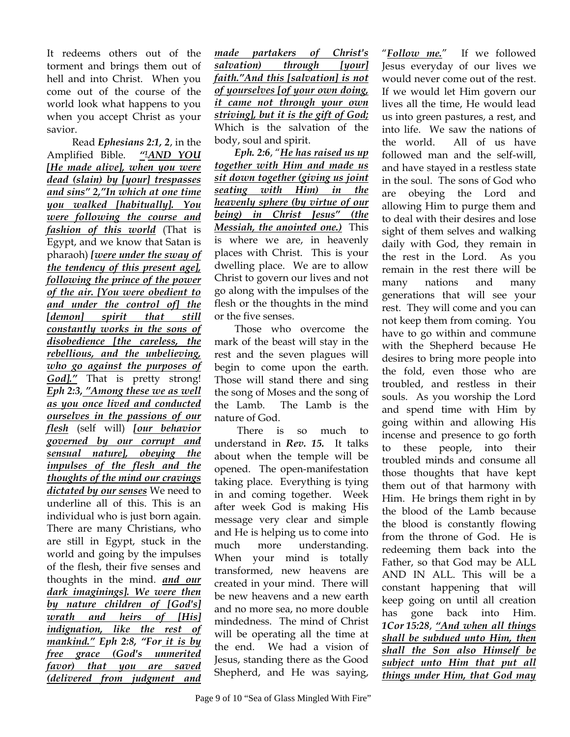It redeems others out of the torment and brings them out of hell and into Christ. When you come out of the course of the world look what happens to you when you accept Christ as your savior.

Read ***Ephesians 2:1, 2***, in the Amplified Bible. ***"[1]AND YOU [He made alive], when you were dead (slain) by [your] trespasses and sins" 2,"In which at one time you walked [habitually]. You were following the course and fashion of this world*** (That is Egypt, and we know that Satan is pharaoh) ***[were under the sway of the tendency of this present age], following the prince of the power of the air. [You were obedient to and under the control of] the [demon] spirit that still constantly works in the sons of disobedience [the careless, the rebellious, and the unbelieving, who go against the purposes of God]."*** That is pretty strong! ***Eph 2:3, "Among these we as well as you once lived and conducted ourselves in the passions of our flesh*** (self will) ***[our behavior governed by our corrupt and sensual nature], obeying the impulses of the flesh and the thoughts of the mind our cravings dictated by our senses*** We need to underline all of this. This is an individual who is just born again. There are many Christians, who are still in Egypt, stuck in the world and going by the impulses of the flesh, their five senses and thoughts in the mind. ***and our dark imaginings]. We were then by nature children of [God's] wrath and heirs of [His] indignation, like the rest of mankind." Eph 2:8, "For it is by free grace (God's unmerited favor) that you are saved (delivered from judgment and made partakers of Christ's salvation) through [your] faith."And this [salvation] is not of yourselves [of your own doing, it came not through your own striving], but it is the gift of God;*** Which is the salvation of the body, soul and spirit.

***Eph. 2:6***, "***He has raised us up together with Him and made us sit down together (giving us joint seating with Him) in the heavenly sphere (by virtue of our being) in Christ Jesus" (the Messiah, the anointed one.)*** This is where we are, in heavenly places with Christ. This is your dwelling place. We are to allow Christ to govern our lives and not go along with the impulses of the flesh or the thoughts in the mind or the five senses.

Those who overcome the mark of the beast will stay in the rest and the seven plagues will begin to come upon the earth. Those will stand there and sing the song of Moses and the song of the Lamb. The Lamb is the nature of God.

There is so much to understand in ***Rev. 15.*** It talks about when the temple will be opened. The open-manifestation taking place. Everything is tying in and coming together. Week after week God is making His message very clear and simple and He is helping us to come into much more understanding. When your mind is totally transformed, new heavens are created in your mind. There will be new heavens and a new earth and no more sea, no more double mindedness. The mind of Christ will be operating all the time at the end. We had a vision of Jesus, standing there as the Good Shepherd, and He was saying, "***Follow me.***" If we followed Jesus everyday of our lives we would never come out of the rest. If we would let Him govern our lives all the time, He would lead us into green pastures, a rest, and into life. We saw the nations of the world. All of us have followed man and the self-will, and have stayed in a restless state in the soul. The sons of God who are obeying the Lord and allowing Him to purge them and to deal with their desires and lose sight of them selves and walking daily with God, they remain in the rest in the Lord. As you remain in the rest there will be many nations and many generations that will see your rest. They will come and you can not keep them from coming. You have to go within and commune with the Shepherd because He desires to bring more people into the fold, even those who are troubled, and restless in their souls. As you worship the Lord and spend time with Him by going within and allowing His incense and presence to go forth to these people, into their troubled minds and consume all those thoughts that have kept them out of that harmony with Him. He brings them right in by the blood of the Lamb because the blood is constantly flowing from the throne of God. He is redeeming them back into the Father, so that God may be ALL AND IN ALL. This will be a constant happening that will keep going on until all creation has gone back into Him. ***1Cor 15:28***, ***"And when all things shall be subdued unto Him, then shall the Son also Himself be subject unto Him that put all things under Him, that God may***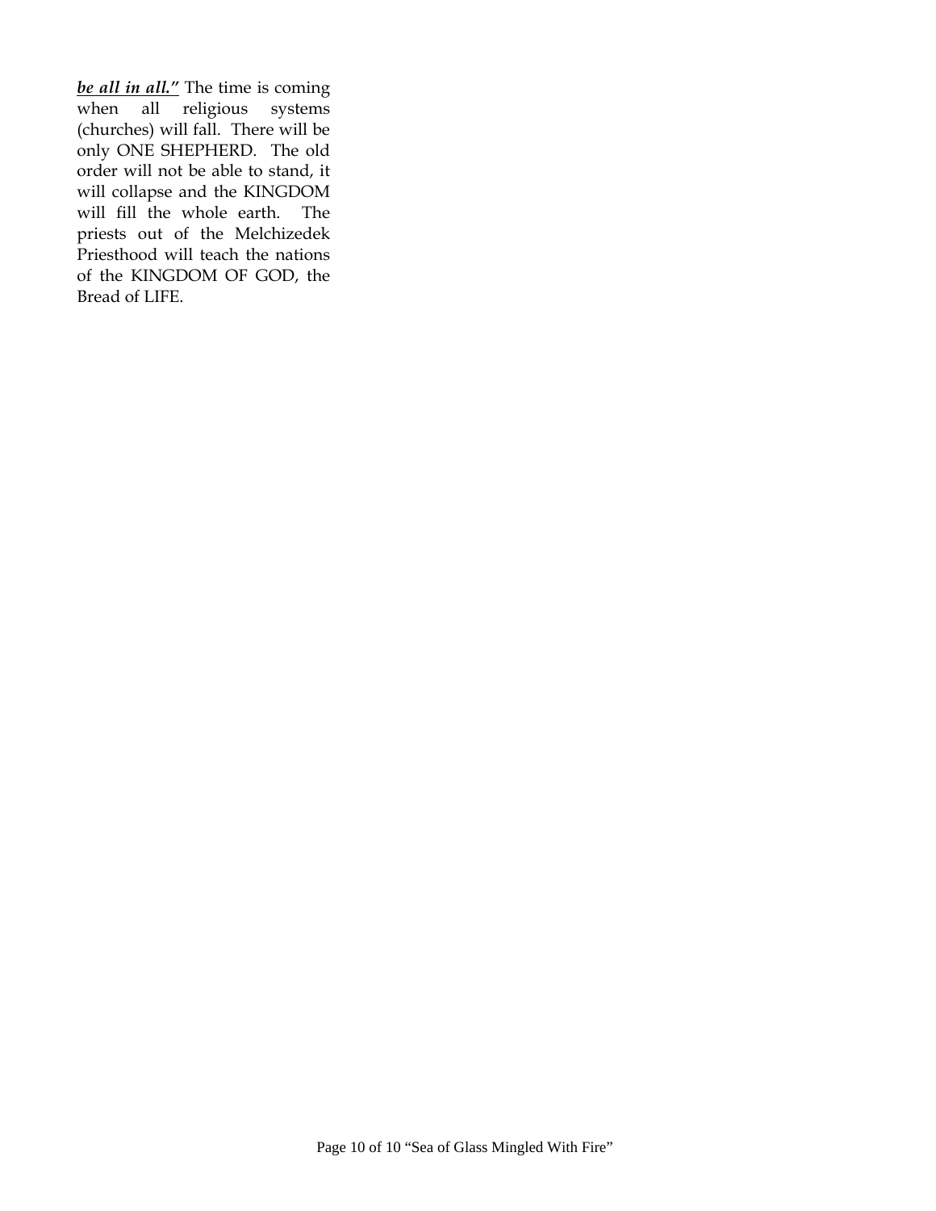***be all in all."*** The time is coming when all religious systems (churches) will fall. There will be only ONE SHEPHERD. The old order will not be able to stand, it will collapse and the KINGDOM will fill the whole earth. The priests out of the Melchizedek Priesthood will teach the nations of the KINGDOM OF GOD, the Bread of LIFE.